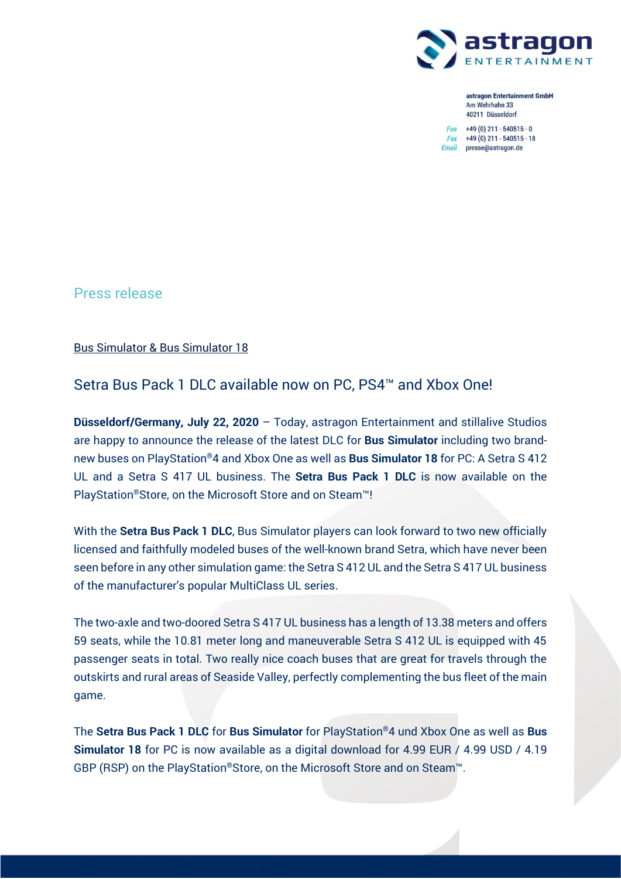astragon ENTERTAINMENT

**astragon Entertainment GmbH**
Am Wehrhahn 33
40211 Düsseldorf

Fon +49 (0) 211 - 540515 - 0
Fax +49 (0) 211 - 540515 - 18
Email presse@astragon.de

Press release

Bus Simulator & Bus Simulator 18

## Setra Bus Pack 1 DLC available now on PC, PS4™ and Xbox One!

**Düsseldorf/Germany, July 22, 2020** – Today, astragon Entertainment and stillalive Studios are happy to announce the release of the latest DLC for **Bus Simulator** including two brand-new buses on PlayStation®4 and Xbox One as well as **Bus Simulator 18** for PC: A Setra S 412 UL and a Setra S 417 UL business. The **Setra Bus Pack 1 DLC** is now available on the PlayStation®Store, on the Microsoft Store and on Steam™!

With the **Setra Bus Pack 1 DLC**, Bus Simulator players can look forward to two new officially licensed and faithfully modeled buses of the well-known brand Setra, which have never been seen before in any other simulation game: the Setra S 412 UL and the Setra S 417 UL business of the manufacturer's popular MultiClass UL series.

The two-axle and two-doored Setra S 417 UL business has a length of 13.38 meters and offers 59 seats, while the 10.81 meter long and maneuverable Setra S 412 UL is equipped with 45 passenger seats in total. Two really nice coach buses that are great for travels through the outskirts and rural areas of Seaside Valley, perfectly complementing the bus fleet of the main game.

The **Setra Bus Pack 1 DLC** for **Bus Simulator** for PlayStation®4 und Xbox One as well as **Bus Simulator 18** for PC is now available as a digital download for 4.99 EUR / 4.99 USD / 4.19 GBP (RSP) on the PlayStation®Store, on the Microsoft Store and on Steam™.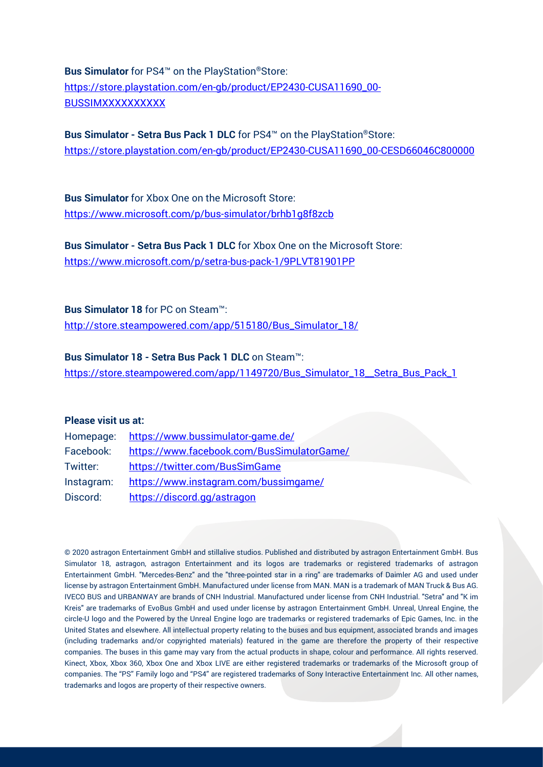**Bus Simulator** for PS4™ on the PlayStation®Store:
https://store.playstation.com/en-gb/product/EP2430-CUSA11690_00-BUSSIMXXXXXXXXXX

**Bus Simulator - Setra Bus Pack 1 DLC** for PS4™ on the PlayStation®Store:
https://store.playstation.com/en-gb/product/EP2430-CUSA11690_00-CESD66046C800000

**Bus Simulator** for Xbox One on the Microsoft Store:
https://www.microsoft.com/p/bus-simulator/brhb1g8f8zcb

**Bus Simulator - Setra Bus Pack 1 DLC** for Xbox One on the Microsoft Store:
https://www.microsoft.com/p/setra-bus-pack-1/9PLVT81901PP

**Bus Simulator 18** for PC on Steam™:
http://store.steampowered.com/app/515180/Bus_Simulator_18/

**Bus Simulator 18 - Setra Bus Pack 1 DLC** on Steam™:
https://store.steampowered.com/app/1149720/Bus_Simulator_18__Setra_Bus_Pack_1

**Please visit us at:**

| | |
|---|---|
| Homepage: | https://www.bussimulator-game.de/ |
| Facebook: | https://www.facebook.com/BusSimulatorGame/ |
| Twitter: | https://twitter.com/BusSimGame |
| Instagram: | https://www.instagram.com/bussimgame/ |
| Discord: | https://discord.gg/astragon |

© 2020 astragon Entertainment GmbH and stillalive studios. Published and distributed by astragon Entertainment GmbH. Bus Simulator 18, astragon, astragon Entertainment and its logos are trademarks or registered trademarks of astragon Entertainment GmbH. "Mercedes-Benz" and the "three-pointed star in a ring" are trademarks of Daimler AG and used under license by astragon Entertainment GmbH. Manufactured under license from MAN. MAN is a trademark of MAN Truck & Bus AG. IVECO BUS and URBANWAY are brands of CNH Industrial. Manufactured under license from CNH Industrial. "Setra" and "K im Kreis" are trademarks of EvoBus GmbH and used under license by astragon Entertainment GmbH. Unreal, Unreal Engine, the circle-U logo and the Powered by the Unreal Engine logo are trademarks or registered trademarks of Epic Games, Inc. in the United States and elsewhere. All intellectual property relating to the buses and bus equipment, associated brands and images (including trademarks and/or copyrighted materials) featured in the game are therefore the property of their respective companies. The buses in this game may vary from the actual products in shape, colour and performance. All rights reserved. Kinect, Xbox, Xbox 360, Xbox One and Xbox LIVE are either registered trademarks or trademarks of the Microsoft group of companies. The "PS" Family logo and "PS4" are registered trademarks of Sony Interactive Entertainment Inc. All other names, trademarks and logos are property of their respective owners.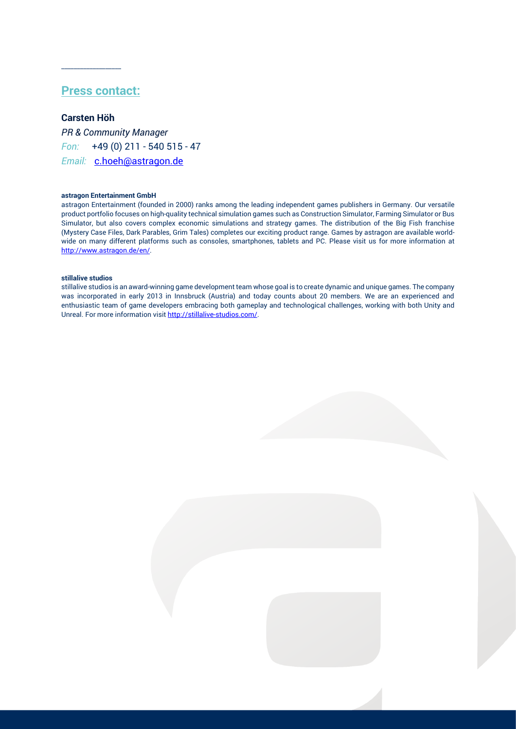## Press contact:

**Carsten Höh**

*PR & Community Manager*

*Fon:* +49 (0) 211 - 540 515 - 47

*Email:* c.hoeh@astragon.de

**astragon Entertainment GmbH**

astragon Entertainment (founded in 2000) ranks among the leading independent games publishers in Germany. Our versatile product portfolio focuses on high-quality technical simulation games such as Construction Simulator, Farming Simulator or Bus Simulator, but also covers complex economic simulations and strategy games. The distribution of the Big Fish franchise (Mystery Case Files, Dark Parables, Grim Tales) completes our exciting product range. Games by astragon are available world-wide on many different platforms such as consoles, smartphones, tablets and PC. Please visit us for more information at http://www.astragon.de/en/.

**stillalive studios**

stillalive studios is an award-winning game development team whose goal is to create dynamic and unique games. The company was incorporated in early 2013 in Innsbruck (Austria) and today counts about 20 members. We are an experienced and enthusiastic team of game developers embracing both gameplay and technological challenges, working with both Unity and Unreal. For more information visit http://stillalive-studios.com/.